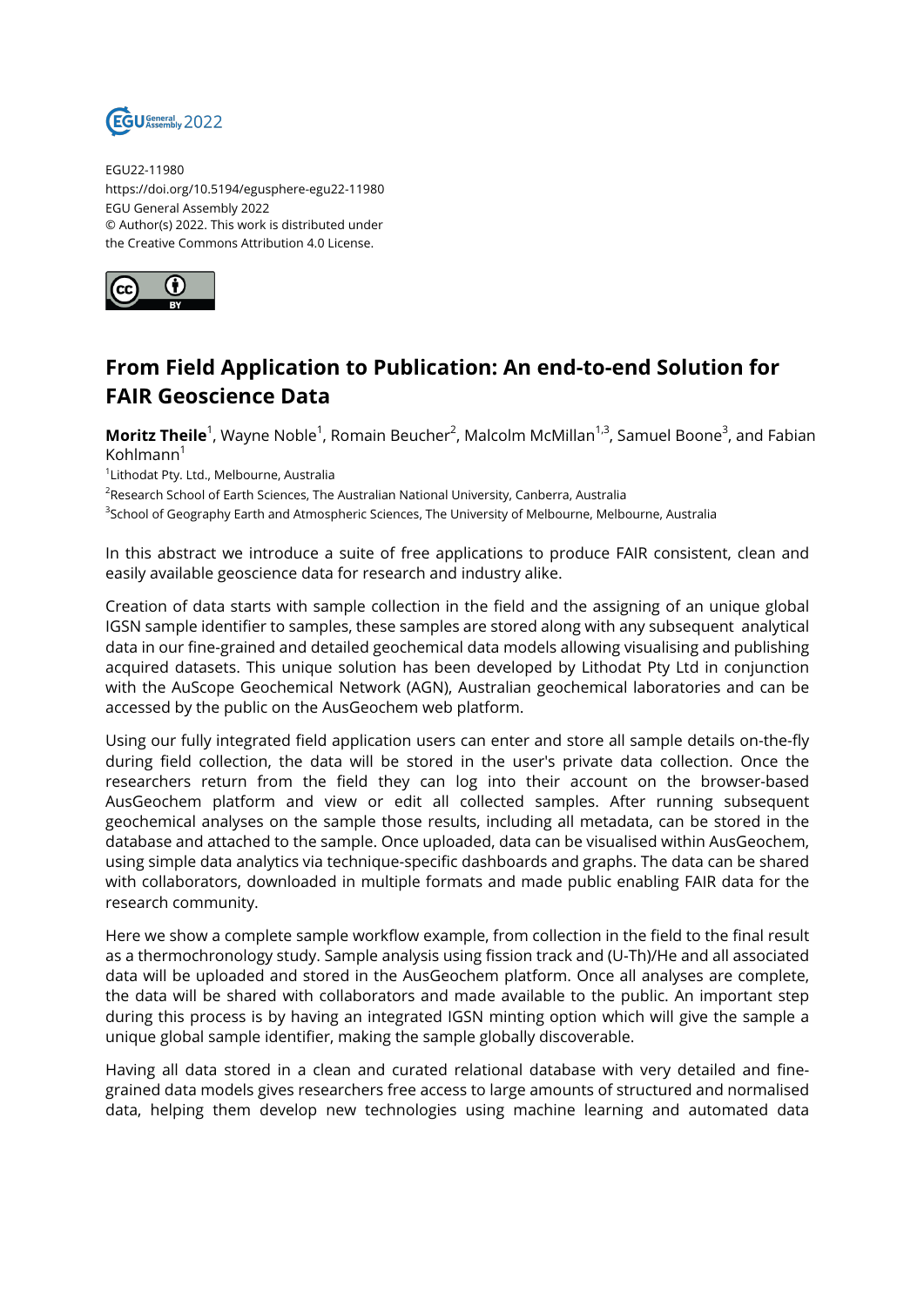EGU22-11980
https://doi.org/10.5194/egusphere-egu22-11980
EGU General Assembly 2022
© Author(s) 2022. This work is distributed under the Creative Commons Attribution 4.0 License.

# From Field Application to Publication: An end-to-end Solution for FAIR Geoscience Data

**Moritz Theile**[1], Wayne Noble[1], Romain Beucher[2], Malcolm McMillan[1,3], Samuel Boone[3], and Fabian Kohlmann[1]

[1]Lithodat Pty. Ltd., Melbourne, Australia
[2]Research School of Earth Sciences, The Australian National University, Canberra, Australia
[3]School of Geography Earth and Atmospheric Sciences, The University of Melbourne, Melbourne, Australia

In this abstract we introduce a suite of free applications to produce FAIR consistent, clean and easily available geoscience data for research and industry alike.

Creation of data starts with sample collection in the field and the assigning of an unique global IGSN sample identifier to samples, these samples are stored along with any subsequent analytical data in our fine-grained and detailed geochemical data models allowing visualising and publishing acquired datasets. This unique solution has been developed by Lithodat Pty Ltd in conjunction with the AuScope Geochemical Network (AGN), Australian geochemical laboratories and can be accessed by the public on the AusGeochem web platform.

Using our fully integrated field application users can enter and store all sample details on-the-fly during field collection, the data will be stored in the user's private data collection. Once the researchers return from the field they can log into their account on the browser-based AusGeochem platform and view or edit all collected samples. After running subsequent geochemical analyses on the sample those results, including all metadata, can be stored in the database and attached to the sample. Once uploaded, data can be visualised within AusGeochem, using simple data analytics via technique-specific dashboards and graphs. The data can be shared with collaborators, downloaded in multiple formats and made public enabling FAIR data for the research community.

Here we show a complete sample workflow example, from collection in the field to the final result as a thermochronology study. Sample analysis using fission track and (U-Th)/He and all associated data will be uploaded and stored in the AusGeochem platform. Once all analyses are complete, the data will be shared with collaborators and made available to the public. An important step during this process is by having an integrated IGSN minting option which will give the sample a unique global sample identifier, making the sample globally discoverable.

Having all data stored in a clean and curated relational database with very detailed and fine-grained data models gives researchers free access to large amounts of structured and normalised data, helping them develop new technologies using machine learning and automated data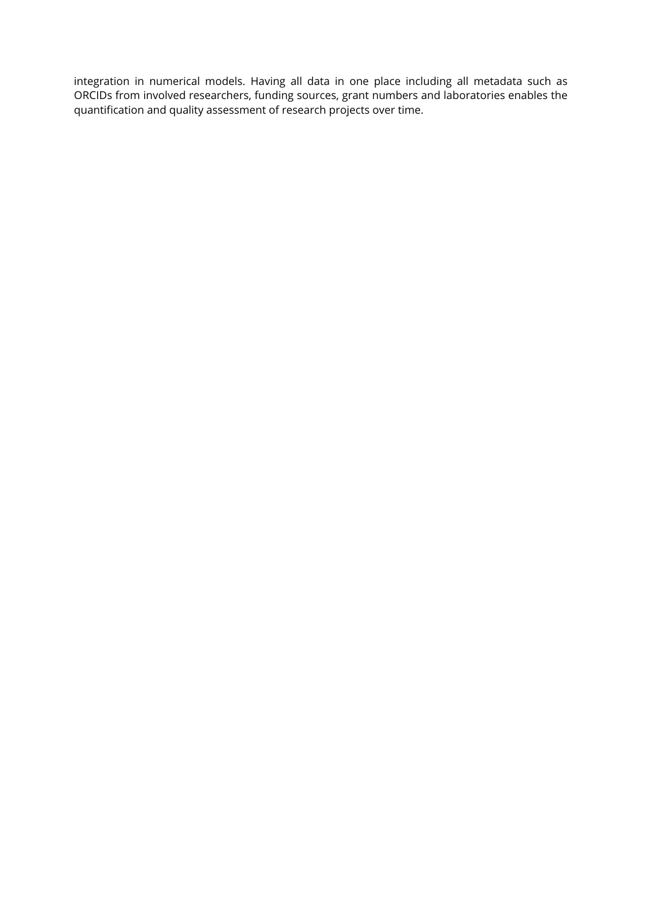integration in numerical models. Having all data in one place including all metadata such as ORCIDs from involved researchers, funding sources, grant numbers and laboratories enables the quantification and quality assessment of research projects over time.